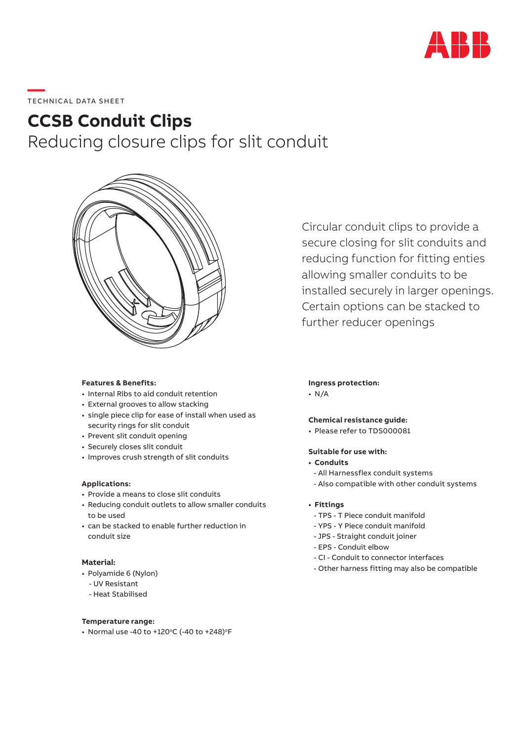TECHNICAL DATA SHEET

# CCSB Conduit Clips

## Reducing closure clips for slit conduit

Circular conduit clips to provide a secure closing for slit conduits and reducing function for fitting enties allowing smaller conduits to be installed securely in larger openings. Certain options can be stacked to further reducer openings

**Features & Benefits:**

- Internal Ribs to aid conduit retention
- External grooves to allow stacking
- single piece clip for ease of install when used as security rings for slit conduit
- Prevent slit conduit opening
- Securely closes slit conduit
- Improves crush strength of slit conduits

**Applications:**

- Provide a means to close slit conduits
- Reducing conduit outlets to allow smaller conduits to be used
- can be stacked to enable further reduction in conduit size

**Material:**

- Polyamide 6 (Nylon)
  - UV Resistant
  - Heat Stabilised

**Temperature range:**

- Normal use -40 to +120°C (-40 to +248)°F

**Ingress protection:**

- N/A

**Chemical resistance guide:**

- Please refer to TDS000081

**Suitable for use with:**

- **Conduits**
  - All Harnessflex conduit systems
  - Also compatible with other conduit systems
- **Fittings**
  - TPS - T Piece conduit manifold
  - YPS - Y Piece conduit manifold
  - JPS - Straight conduit joiner
  - EPS - Conduit elbow
  - CI - Conduit to connector interfaces
  - Other harness fitting may also be compatible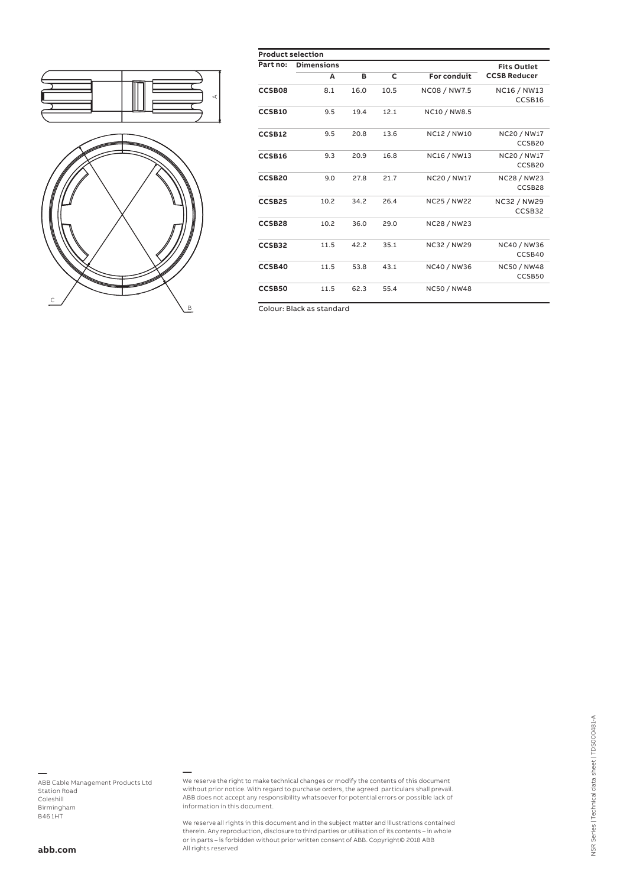**Product selection**

| Part no: | Dimensions | | | | Fits Outlet CCSB Reducer |
|---|---|---|---|---|---|
| | A | B | C | For conduit | |
| **CCSB08** | 8.1 | 16.0 | 10.5 | NC08 / NW7.5 | NC16 / NW13 CCSB16 |
| **CCSB10** | 9.5 | 19.4 | 12.1 | NC10 / NW8.5 | |
| **CCSB12** | 9.5 | 20.8 | 13.6 | NC12 / NW10 | NC20 / NW17 CCSB20 |
| **CCSB16** | 9.3 | 20.9 | 16.8 | NC16 / NW13 | NC20 / NW17 CCSB20 |
| **CCSB20** | 9.0 | 27.8 | 21.7 | NC20 / NW17 | NC28 / NW23 CCSB28 |
| **CCSB25** | 10.2 | 34.2 | 26.4 | NC25 / NW22 | NC32 / NW29 CCSB32 |
| **CCSB28** | 10.2 | 36.0 | 29.0 | NC28 / NW23 | |
| **CCSB32** | 11.5 | 42.2 | 35.1 | NC32 / NW29 | NC40 / NW36 CCSB40 |
| **CCSB40** | 11.5 | 53.8 | 43.1 | NC40 / NW36 | NC50 / NW48 CCSB50 |
| **CCSB50** | 11.5 | 62.3 | 55.4 | NC50 / NW48 | |

Colour: Black as standard

—

ABB Cable Management Products Ltd
Station Road
Coleshill
Birmingham
B46 1HT

**abb.com**

—

We reserve the right to make technical changes or modify the contents of this document without prior notice. With regard to purchase orders, the agreed particulars shall prevail. ABB does not accept any responsibility whatsoever for potential errors or possible lack of information in this document.

We reserve all rights in this document and in the subject matter and illustrations contained therein. Any reproduction, disclosure to third parties or utilisation of its contents – in whole or in parts – is forbidden without prior written consent of ABB. Copyright© 2018 ABB All rights reserved

NSR Series | Technical data sheet | TDS000481-A